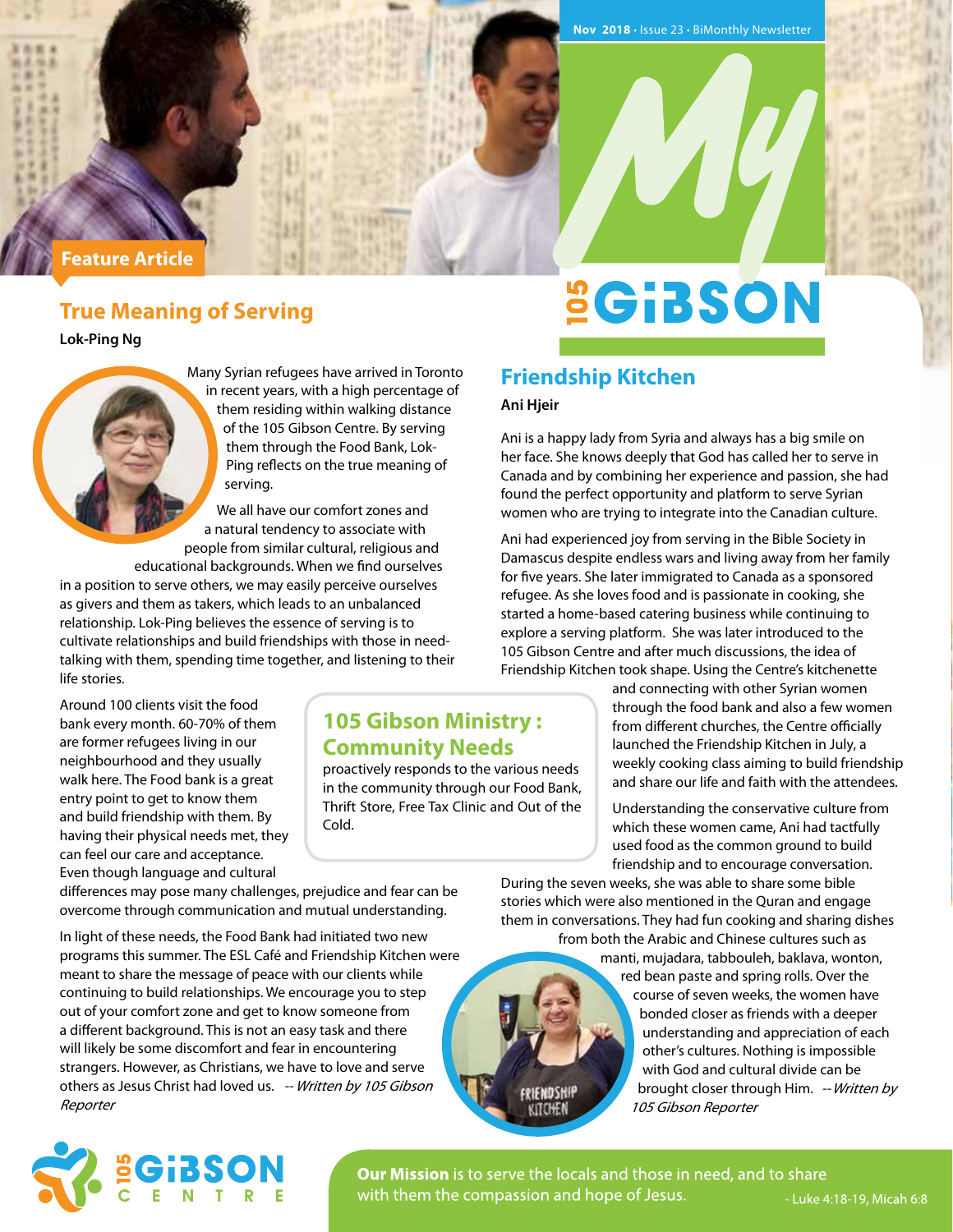Nov 2018 • Issue 23 • BiMonthly Newsletter

# My 105 GiBSON

## Feature Article

### True Meaning of Serving

**Lok-Ping Ng**

Many Syrian refugees have arrived in Toronto in recent years, with a high percentage of them residing within walking distance of the 105 Gibson Centre. By serving them through the Food Bank, Lok-Ping reflects on the true meaning of serving.

We all have our comfort zones and a natural tendency to associate with people from similar cultural, religious and educational backgrounds. When we find ourselves in a position to serve others, we may easily perceive ourselves as givers and them as takers, which leads to an unbalanced relationship. Lok-Ping believes the essence of serving is to cultivate relationships and build friendships with those in need- talking with them, spending time together, and listening to their life stories.

Around 100 clients visit the food bank every month. 60-70% of them are former refugees living in our neighbourhood and they usually walk here. The Food bank is a great entry point to get to know them and build friendship with them. By having their physical needs met, they can feel our care and acceptance. Even though language and cultural differences may pose many challenges, prejudice and fear can be overcome through communication and mutual understanding.

In light of these needs, the Food Bank had initiated two new programs this summer. The ESL Café and Friendship Kitchen were meant to share the message of peace with our clients while continuing to build relationships. We encourage you to step out of your comfort zone and get to know someone from a different background. This is not an easy task and there will likely be some discomfort and fear in encountering strangers. However, as Christians, we have to love and serve others as Jesus Christ had loved us. -- *Written by 105 Gibson Reporter*

### 105 Gibson Ministry : Community Needs

proactively responds to the various needs in the community through our Food Bank, Thrift Store, Free Tax Clinic and Out of the Cold.

### Friendship Kitchen

**Ani Hjeir**

Ani is a happy lady from Syria and always has a big smile on her face. She knows deeply that God has called her to serve in Canada and by combining her experience and passion, she had found the perfect opportunity and platform to serve Syrian women who are trying to integrate into the Canadian culture.

Ani had experienced joy from serving in the Bible Society in Damascus despite endless wars and living away from her family for five years. She later immigrated to Canada as a sponsored refugee. As she loves food and is passionate in cooking, she started a home-based catering business while continuing to explore a serving platform. She was later introduced to the 105 Gibson Centre and after much discussions, the idea of Friendship Kitchen took shape. Using the Centre's kitchenette and connecting with other Syrian women through the food bank and also a few women from different churches, the Centre officially launched the Friendship Kitchen in July, a weekly cooking class aiming to build friendship and share our life and faith with the attendees.

Understanding the conservative culture from which these women came, Ani had tactfully used food as the common ground to build friendship and to encourage conversation. During the seven weeks, she was able to share some bible stories which were also mentioned in the Quran and engage them in conversations. They had fun cooking and sharing dishes from both the Arabic and Chinese cultures such as manti, mujadara, tabbouleh, baklava, wonton, red bean paste and spring rolls. Over the course of seven weeks, the women have bonded closer as friends with a deeper understanding and appreciation of each other's cultures. Nothing is impossible with God and cultural divide can be brought closer through Him. -- *Written by 105 Gibson Reporter*

105 GiBSON CENTRE

**Our Mission** is to serve the locals and those in need, and to share with them the compassion and hope of Jesus. - Luke 4:18-19, Micah 6:8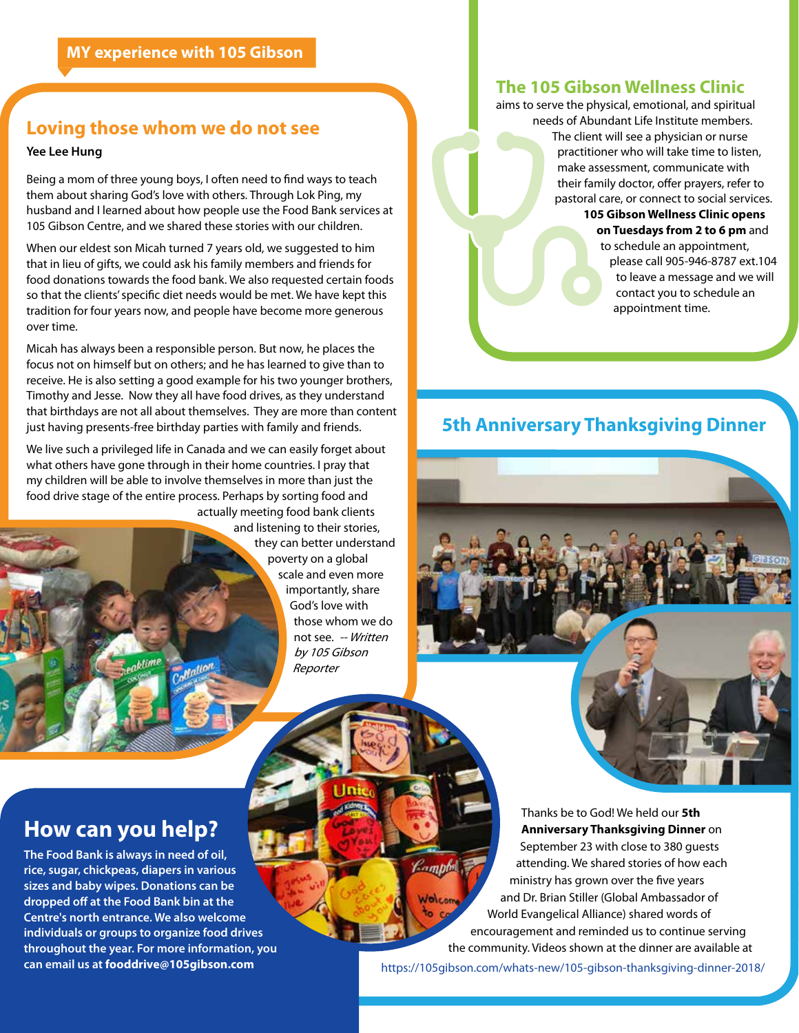MY experience with 105 Gibson

## Loving those whom we do not see

**Yee Lee Hung**

Being a mom of three young boys, I often need to find ways to teach them about sharing God's love with others. Through Lok Ping, my husband and I learned about how people use the Food Bank services at 105 Gibson Centre, and we shared these stories with our children.

When our eldest son Micah turned 7 years old, we suggested to him that in lieu of gifts, we could ask his family members and friends for food donations towards the food bank. We also requested certain foods so that the clients' specific diet needs would be met. We have kept this tradition for four years now, and people have become more generous over time.

Micah has always been a responsible person. But now, he places the focus not on himself but on others; and he has learned to give than to receive. He is also setting a good example for his two younger brothers, Timothy and Jesse. Now they all have food drives, as they understand that birthdays are not all about themselves. They are more than content just having presents-free birthday parties with family and friends.

We live such a privileged life in Canada and we can easily forget about what others have gone through in their home countries. I pray that my children will be able to involve themselves in more than just the food drive stage of the entire process. Perhaps by sorting food and actually meeting food bank clients and listening to their stories, they can better understand poverty on a global scale and even more importantly, share God's love with those whom we do not see. *-- Written by 105 Gibson Reporter*

## The 105 Gibson Wellness Clinic

aims to serve the physical, emotional, and spiritual needs of Abundant Life Institute members. The client will see a physician or nurse practitioner who will take time to listen, make assessment, communicate with their family doctor, offer prayers, refer to pastoral care, or connect to social services. **105 Gibson Wellness Clinic opens on Tuesdays from 2 to 6 pm** and to schedule an appointment, please call 905-946-8787 ext.104 to leave a message and we will contact you to schedule an appointment time.

## 5th Anniversary Thanksgiving Dinner

Thanks be to God! We held our **5th Anniversary Thanksgiving Dinner** on September 23 with close to 380 guests attending. We shared stories of how each ministry has grown over the five years and Dr. Brian Stiller (Global Ambassador of World Evangelical Alliance) shared words of encouragement and reminded us to continue serving the community. Videos shown at the dinner are available at https://105gibson.com/whats-new/105-gibson-thanksgiving-dinner-2018/

## How can you help?

**The Food Bank is always in need of oil, rice, sugar, chickpeas, diapers in various sizes and baby wipes. Donations can be dropped off at the Food Bank bin at the Centre's north entrance. We also welcome individuals or groups to organize food drives throughout the year. For more information, you can email us at fooddrive@105gibson.com**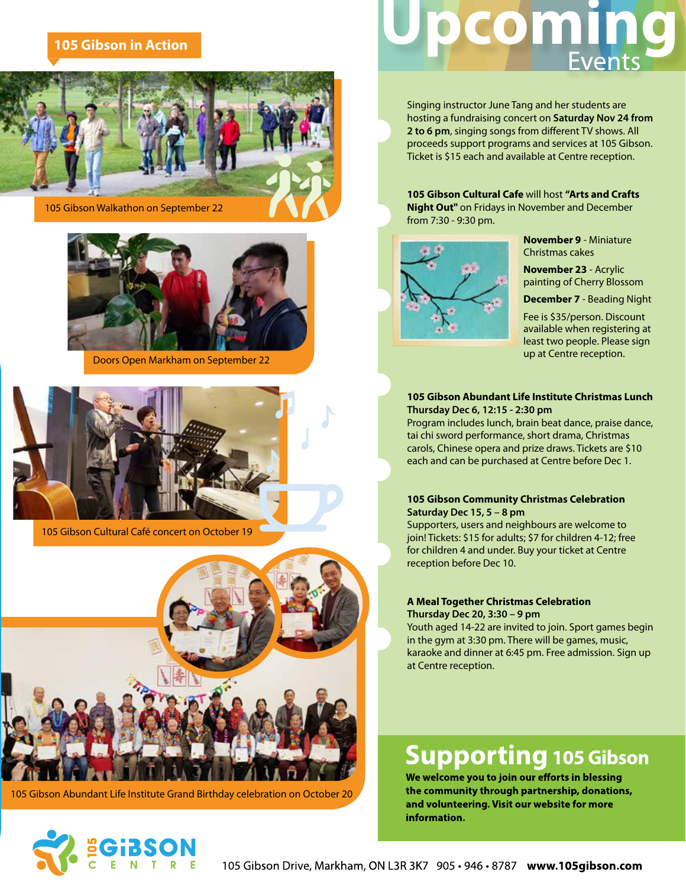## 105 Gibson in Action

105 Gibson Walkathon on September 22

Doors Open Markham on September 22

105 Gibson Cultural Café concert on October 19

105 Gibson Abundant Life Institute Grand Birthday celebration on October 20

# Upcoming Events

Singing instructor June Tang and her students are hosting a fundraising concert on **Saturday Nov 24 from 2 to 6 pm**, singing songs from different TV shows. All proceeds support programs and services at 105 Gibson. Ticket is $15 each and available at Centre reception.

**105 Gibson Cultural Cafe** will host **"Arts and Crafts Night Out"** on Fridays in November and December from 7:30 - 9:30 pm.

**November 9** - Miniature Christmas cakes

**November 23** - Acrylic painting of Cherry Blossom

**December 7** - Beading Night

Fee is $35/person. Discount available when registering at least two people. Please sign up at Centre reception.

**105 Gibson Abundant Life Institute Christmas Lunch**
**Thursday Dec 6, 12:15 - 2:30 pm**
Program includes lunch, brain beat dance, praise dance, tai chi sword performance, short drama, Christmas carols, Chinese opera and prize draws. Tickets are $10 each and can be purchased at Centre before Dec 1.

**105 Gibson Community Christmas Celebration**
**Saturday Dec 15, 5 – 8 pm**
Supporters, users and neighbours are welcome to join! Tickets: $15 for adults; $7 for children 4-12; free for children 4 and under. Buy your ticket at Centre reception before Dec 10.

**A Meal Together Christmas Celebration**
**Thursday Dec 20, 3:30 – 9 pm**
Youth aged 14-22 are invited to join. Sport games begin in the gym at 3:30 pm. There will be games, music, karaoke and dinner at 6:45 pm. Free admission. Sign up at Centre reception.

## Supporting 105 Gibson

**We welcome you to join our efforts in blessing the community through partnership, donations, and volunteering. Visit our website for more information.**

105 GIBSON CENTRE

105 Gibson Drive, Markham, ON L3R 3K7 905 • 946 • 8787 **www.105gibson.com**